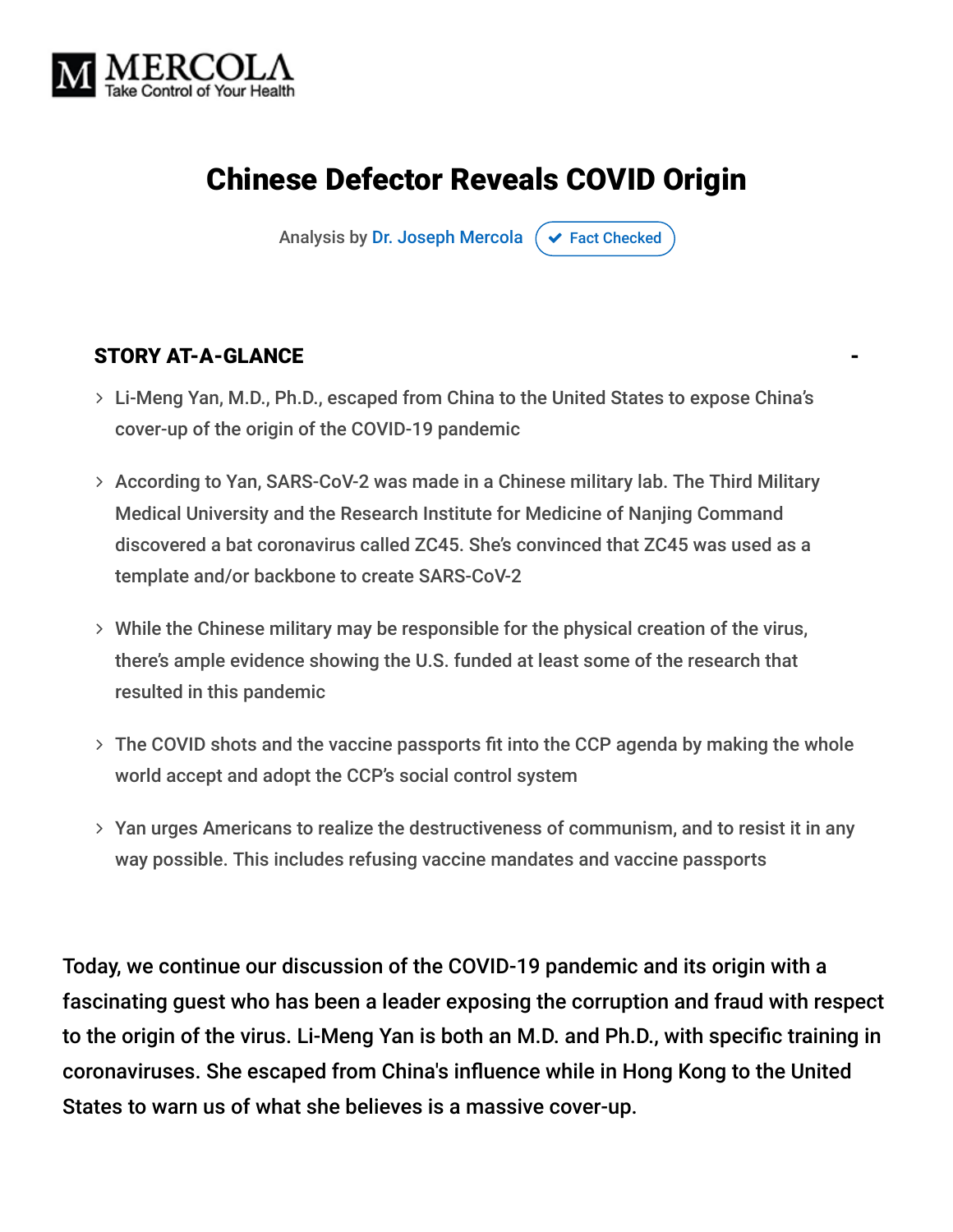MERCOLA
Take Control of Your Health

# Chinese Defector Reveals COVID Origin

Analysis by Dr. Joseph Mercola ✔ Fact Checked

## STORY AT-A-GLANCE

- Li-Meng Yan, M.D., Ph.D., escaped from China to the United States to expose China's cover-up of the origin of the COVID-19 pandemic
- According to Yan, SARS-CoV-2 was made in a Chinese military lab. The Third Military Medical University and the Research Institute for Medicine of Nanjing Command discovered a bat coronavirus called ZC45. She's convinced that ZC45 was used as a template and/or backbone to create SARS-CoV-2
- While the Chinese military may be responsible for the physical creation of the virus, there's ample evidence showing the U.S. funded at least some of the research that resulted in this pandemic
- The COVID shots and the vaccine passports fit into the CCP agenda by making the whole world accept and adopt the CCP's social control system
- Yan urges Americans to realize the destructiveness of communism, and to resist it in any way possible. This includes refusing vaccine mandates and vaccine passports

Today, we continue our discussion of the COVID-19 pandemic and its origin with a fascinating guest who has been a leader exposing the corruption and fraud with respect to the origin of the virus. Li-Meng Yan is both an M.D. and Ph.D., with specific training in coronaviruses. She escaped from China's influence while in Hong Kong to the United States to warn us of what she believes is a massive cover-up.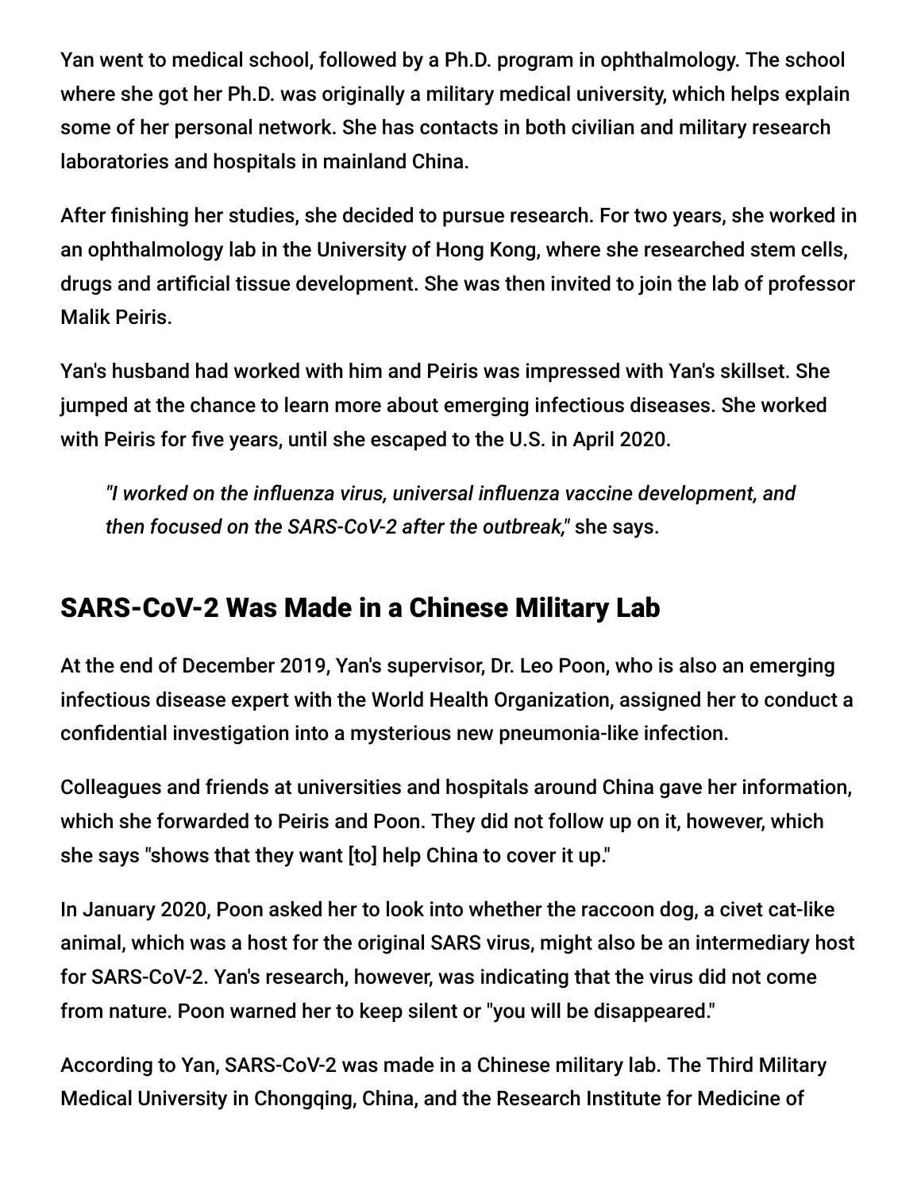Yan went to medical school, followed by a Ph.D. program in ophthalmology. The school where she got her Ph.D. was originally a military medical university, which helps explain some of her personal network. She has contacts in both civilian and military research laboratories and hospitals in mainland China.

After finishing her studies, she decided to pursue research. For two years, she worked in an ophthalmology lab in the University of Hong Kong, where she researched stem cells, drugs and artificial tissue development. She was then invited to join the lab of professor Malik Peiris.

Yan's husband had worked with him and Peiris was impressed with Yan's skillset. She jumped at the chance to learn more about emerging infectious diseases. She worked with Peiris for five years, until she escaped to the U.S. in April 2020.

> *"I worked on the influenza virus, universal influenza vaccine development, and then focused on the SARS-CoV-2 after the outbreak,"* she says.

## SARS-CoV-2 Was Made in a Chinese Military Lab

At the end of December 2019, Yan's supervisor, Dr. Leo Poon, who is also an emerging infectious disease expert with the World Health Organization, assigned her to conduct a confidential investigation into a mysterious new pneumonia-like infection.

Colleagues and friends at universities and hospitals around China gave her information, which she forwarded to Peiris and Poon. They did not follow up on it, however, which she says "shows that they want [to] help China to cover it up."

In January 2020, Poon asked her to look into whether the raccoon dog, a civet cat-like animal, which was a host for the original SARS virus, might also be an intermediary host for SARS-CoV-2. Yan's research, however, was indicating that the virus did not come from nature. Poon warned her to keep silent or "you will be disappeared."

According to Yan, SARS-CoV-2 was made in a Chinese military lab. The Third Military Medical University in Chongqing, China, and the Research Institute for Medicine of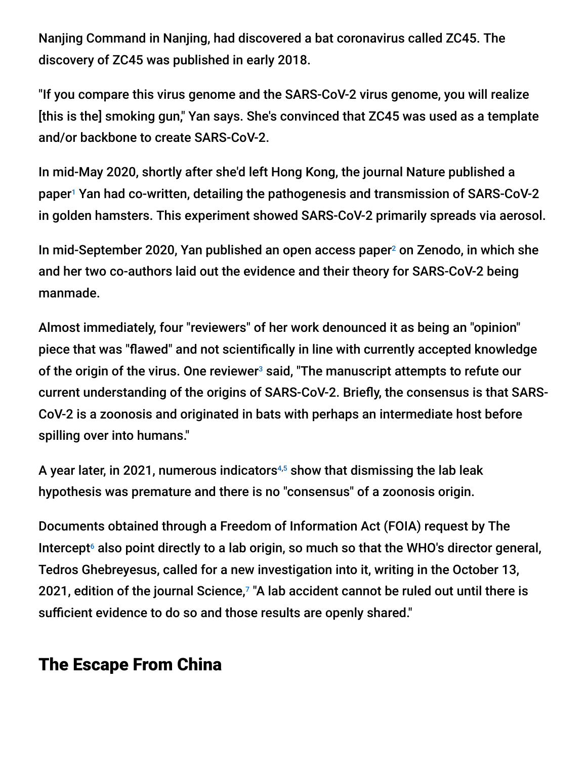Nanjing Command in Nanjing, had discovered a bat coronavirus called ZC45. The discovery of ZC45 was published in early 2018.

"If you compare this virus genome and the SARS-CoV-2 virus genome, you will realize [this is the] smoking gun," Yan says. She's convinced that ZC45 was used as a template and/or backbone to create SARS-CoV-2.

In mid-May 2020, shortly after she'd left Hong Kong, the journal Nature published a paper[1] Yan had co-written, detailing the pathogenesis and transmission of SARS-CoV-2 in golden hamsters. This experiment showed SARS-CoV-2 primarily spreads via aerosol.

In mid-September 2020, Yan published an open access paper[2] on Zenodo, in which she and her two co-authors laid out the evidence and their theory for SARS-CoV-2 being manmade.

Almost immediately, four "reviewers" of her work denounced it as being an "opinion" piece that was "flawed" and not scientifically in line with currently accepted knowledge of the origin of the virus. One reviewer[3] said, "The manuscript attempts to refute our current understanding of the origins of SARS-CoV-2. Briefly, the consensus is that SARS-CoV-2 is a zoonosis and originated in bats with perhaps an intermediate host before spilling over into humans."

A year later, in 2021, numerous indicators[4,5] show that dismissing the lab leak hypothesis was premature and there is no "consensus" of a zoonosis origin.

Documents obtained through a Freedom of Information Act (FOIA) request by The Intercept[6] also point directly to a lab origin, so much so that the WHO's director general, Tedros Ghebreyesus, called for a new investigation into it, writing in the October 13, 2021, edition of the journal Science,[7] "A lab accident cannot be ruled out until there is sufficient evidence to do so and those results are openly shared."

## The Escape From China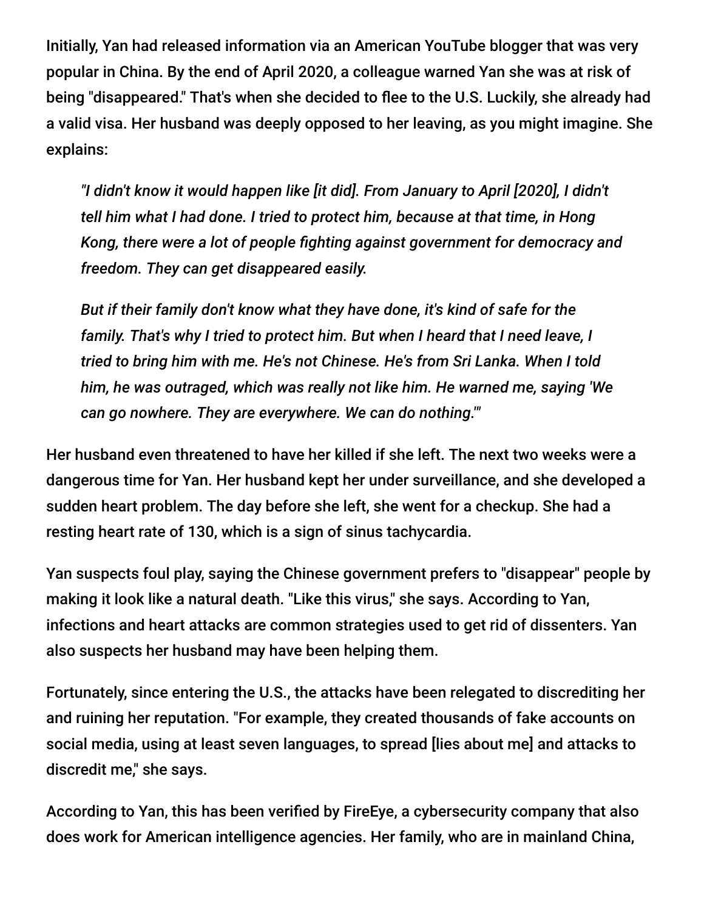Initially, Yan had released information via an American YouTube blogger that was very popular in China. By the end of April 2020, a colleague warned Yan she was at risk of being "disappeared." That's when she decided to flee to the U.S. Luckily, she already had a valid visa. Her husband was deeply opposed to her leaving, as you might imagine. She explains:

> *"I didn't know it would happen like [it did]. From January to April [2020], I didn't tell him what I had done. I tried to protect him, because at that time, in Hong Kong, there were a lot of people fighting against government for democracy and freedom. They can get disappeared easily.*
>
> *But if their family don't know what they have done, it's kind of safe for the family. That's why I tried to protect him. But when I heard that I need leave, I tried to bring him with me. He's not Chinese. He's from Sri Lanka. When I told him, he was outraged, which was really not like him. He warned me, saying 'We can go nowhere. They are everywhere. We can do nothing.'"*

Her husband even threatened to have her killed if she left. The next two weeks were a dangerous time for Yan. Her husband kept her under surveillance, and she developed a sudden heart problem. The day before she left, she went for a checkup. She had a resting heart rate of 130, which is a sign of sinus tachycardia.

Yan suspects foul play, saying the Chinese government prefers to "disappear" people by making it look like a natural death. "Like this virus," she says. According to Yan, infections and heart attacks are common strategies used to get rid of dissenters. Yan also suspects her husband may have been helping them.

Fortunately, since entering the U.S., the attacks have been relegated to discrediting her and ruining her reputation. "For example, they created thousands of fake accounts on social media, using at least seven languages, to spread [lies about me] and attacks to discredit me," she says.

According to Yan, this has been verified by FireEye, a cybersecurity company that also does work for American intelligence agencies. Her family, who are in mainland China,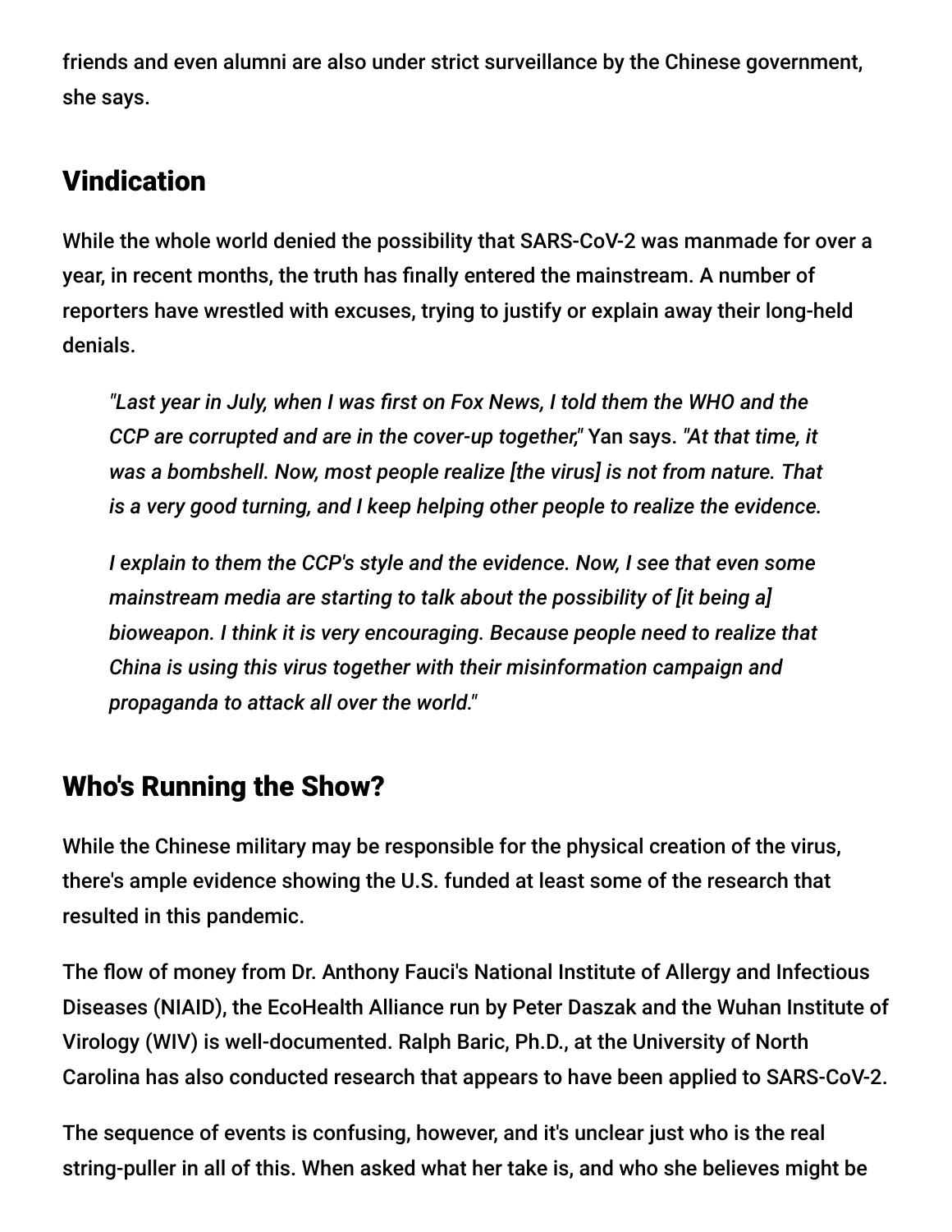friends and even alumni are also under strict surveillance by the Chinese government, she says.

## Vindication

While the whole world denied the possibility that SARS-CoV-2 was manmade for over a year, in recent months, the truth has finally entered the mainstream. A number of reporters have wrestled with excuses, trying to justify or explain away their long-held denials.

> *"Last year in July, when I was first on Fox News, I told them the WHO and the CCP are corrupted and are in the cover-up together,"* Yan says. *"At that time, it was a bombshell. Now, most people realize [the virus] is not from nature. That is a very good turning, and I keep helping other people to realize the evidence.*
>
> *I explain to them the CCP's style and the evidence. Now, I see that even some mainstream media are starting to talk about the possibility of [it being a] bioweapon. I think it is very encouraging. Because people need to realize that China is using this virus together with their misinformation campaign and propaganda to attack all over the world."*

## Who's Running the Show?

While the Chinese military may be responsible for the physical creation of the virus, there's ample evidence showing the U.S. funded at least some of the research that resulted in this pandemic.

The flow of money from Dr. Anthony Fauci's National Institute of Allergy and Infectious Diseases (NIAID), the EcoHealth Alliance run by Peter Daszak and the Wuhan Institute of Virology (WIV) is well-documented. Ralph Baric, Ph.D., at the University of North Carolina has also conducted research that appears to have been applied to SARS-CoV-2.

The sequence of events is confusing, however, and it's unclear just who is the real string-puller in all of this. When asked what her take is, and who she believes might be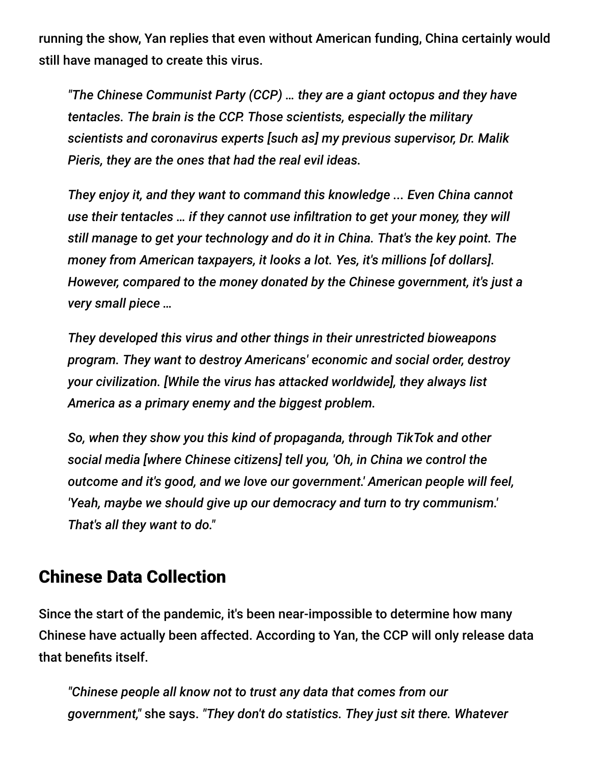running the show, Yan replies that even without American funding, China certainly would still have managed to create this virus.

> *"The Chinese Communist Party (CCP) … they are a giant octopus and they have tentacles. The brain is the CCP. Those scientists, especially the military scientists and coronavirus experts [such as] my previous supervisor, Dr. Malik Pieris, they are the ones that had the real evil ideas.*
>
> *They enjoy it, and they want to command this knowledge ... Even China cannot use their tentacles … if they cannot use infiltration to get your money, they will still manage to get your technology and do it in China. That's the key point. The money from American taxpayers, it looks a lot. Yes, it's millions [of dollars]. However, compared to the money donated by the Chinese government, it's just a very small piece …*
>
> *They developed this virus and other things in their unrestricted bioweapons program. They want to destroy Americans' economic and social order, destroy your civilization. [While the virus has attacked worldwide], they always list America as a primary enemy and the biggest problem.*
>
> *So, when they show you this kind of propaganda, through TikTok and other social media [where Chinese citizens] tell you, 'Oh, in China we control the outcome and it's good, and we love our government.' American people will feel, 'Yeah, maybe we should give up our democracy and turn to try communism.' That's all they want to do."*

## Chinese Data Collection

Since the start of the pandemic, it's been near-impossible to determine how many Chinese have actually been affected. According to Yan, the CCP will only release data that benefits itself.

> *"Chinese people all know not to trust any data that comes from our government,"* she says. *"They don't do statistics. They just sit there. Whatever*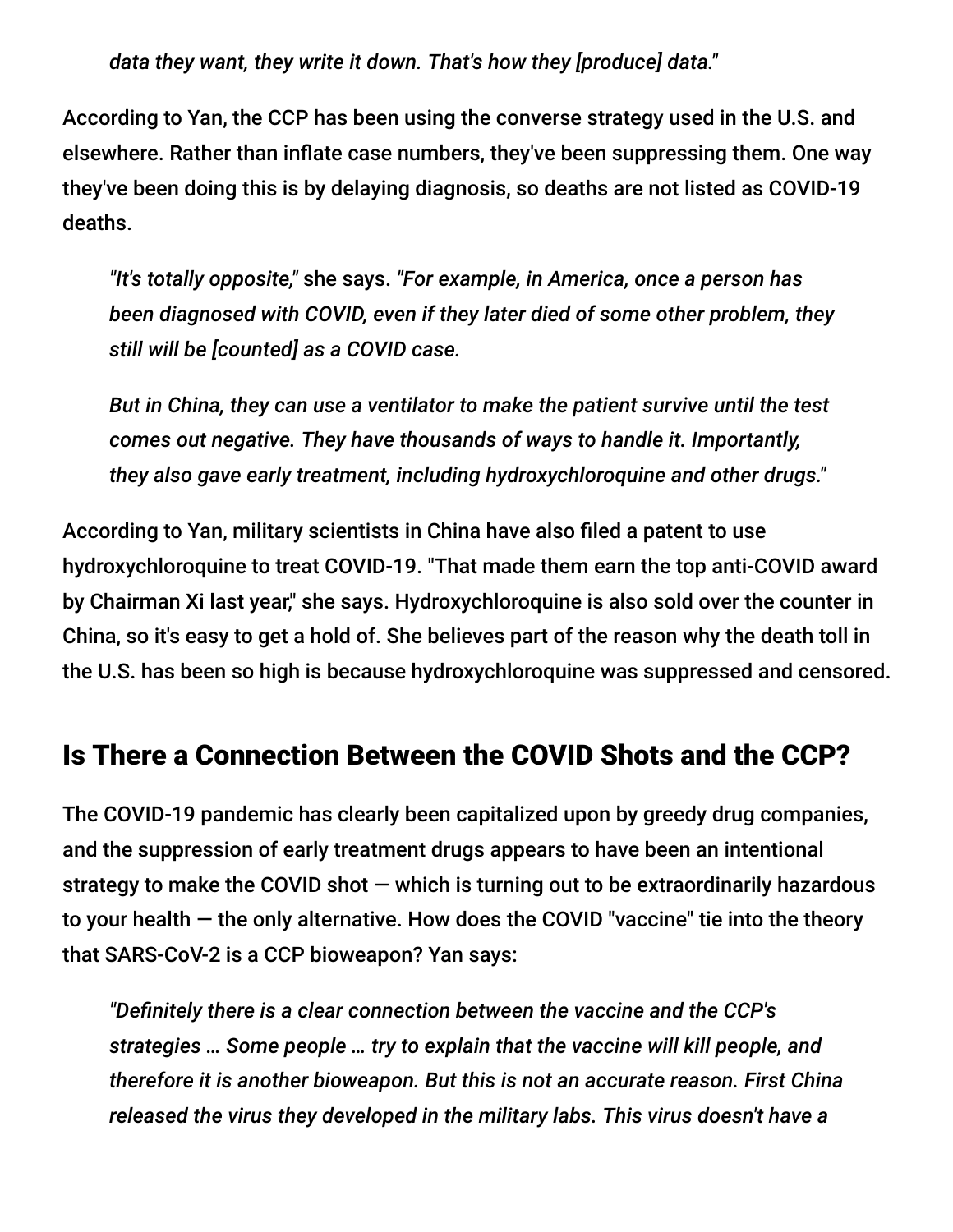*data they want, they write it down. That's how they [produce] data."*

According to Yan, the CCP has been using the converse strategy used in the U.S. and elsewhere. Rather than inflate case numbers, they've been suppressing them. One way they've been doing this is by delaying diagnosis, so deaths are not listed as COVID-19 deaths.

> *"It's totally opposite,"* she says. *"For example, in America, once a person has been diagnosed with COVID, even if they later died of some other problem, they still will be [counted] as a COVID case.*
>
> *But in China, they can use a ventilator to make the patient survive until the test comes out negative. They have thousands of ways to handle it. Importantly, they also gave early treatment, including hydroxychloroquine and other drugs."*

According to Yan, military scientists in China have also filed a patent to use hydroxychloroquine to treat COVID-19. "That made them earn the top anti-COVID award by Chairman Xi last year," she says. Hydroxychloroquine is also sold over the counter in China, so it's easy to get a hold of. She believes part of the reason why the death toll in the U.S. has been so high is because hydroxychloroquine was suppressed and censored.

## Is There a Connection Between the COVID Shots and the CCP?

The COVID-19 pandemic has clearly been capitalized upon by greedy drug companies, and the suppression of early treatment drugs appears to have been an intentional strategy to make the COVID shot — which is turning out to be extraordinarily hazardous to your health — the only alternative. How does the COVID "vaccine" tie into the theory that SARS-CoV-2 is a CCP bioweapon? Yan says:

> *"Definitely there is a clear connection between the vaccine and the CCP's strategies … Some people … try to explain that the vaccine will kill people, and therefore it is another bioweapon. But this is not an accurate reason. First China released the virus they developed in the military labs. This virus doesn't have a*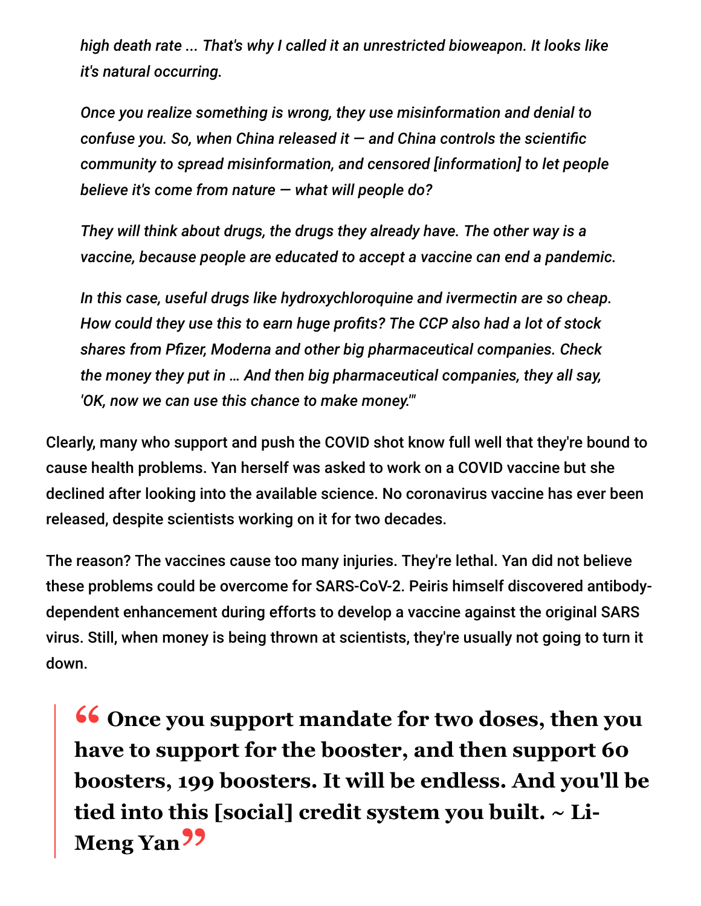> *high death rate ... That's why I called it an unrestricted bioweapon. It looks like it's natural occurring.*
>
> *Once you realize something is wrong, they use misinformation and denial to confuse you. So, when China released it — and China controls the scientific community to spread misinformation, and censored [information] to let people believe it's come from nature — what will people do?*
>
> *They will think about drugs, the drugs they already have. The other way is a vaccine, because people are educated to accept a vaccine can end a pandemic.*
>
> *In this case, useful drugs like hydroxychloroquine and ivermectin are so cheap. How could they use this to earn huge profits? The CCP also had a lot of stock shares from Pfizer, Moderna and other big pharmaceutical companies. Check the money they put in … And then big pharmaceutical companies, they all say, 'OK, now we can use this chance to make money.'"*

Clearly, many who support and push the COVID shot know full well that they're bound to cause health problems. Yan herself was asked to work on a COVID vaccine but she declined after looking into the available science. No coronavirus vaccine has ever been released, despite scientists working on it for two decades.

The reason? The vaccines cause too many injuries. They're lethal. Yan did not believe these problems could be overcome for SARS-CoV-2. Peiris himself discovered antibody-dependent enhancement during efforts to develop a vaccine against the original SARS virus. Still, when money is being thrown at scientists, they're usually not going to turn it down.

> **"Once you support mandate for two doses, then you have to support for the booster, and then support 60 boosters, 199 boosters. It will be endless. And you'll be tied into this [social] credit system you built. ~ Li-Meng Yan"**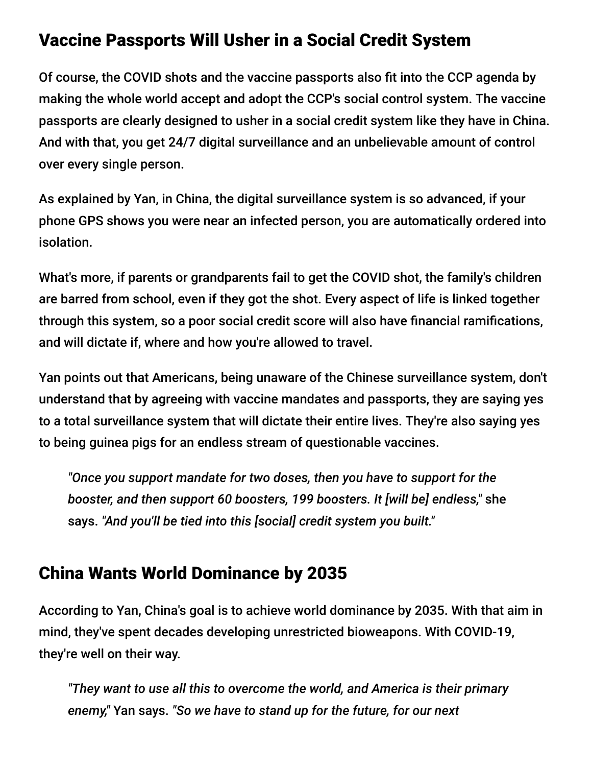## Vaccine Passports Will Usher in a Social Credit System

Of course, the COVID shots and the vaccine passports also fit into the CCP agenda by making the whole world accept and adopt the CCP's social control system. The vaccine passports are clearly designed to usher in a social credit system like they have in China. And with that, you get 24/7 digital surveillance and an unbelievable amount of control over every single person.

As explained by Yan, in China, the digital surveillance system is so advanced, if your phone GPS shows you were near an infected person, you are automatically ordered into isolation.

What's more, if parents or grandparents fail to get the COVID shot, the family's children are barred from school, even if they got the shot. Every aspect of life is linked together through this system, so a poor social credit score will also have financial ramifications, and will dictate if, where and how you're allowed to travel.

Yan points out that Americans, being unaware of the Chinese surveillance system, don't understand that by agreeing with vaccine mandates and passports, they are saying yes to a total surveillance system that will dictate their entire lives. They're also saying yes to being guinea pigs for an endless stream of questionable vaccines.

> *"Once you support mandate for two doses, then you have to support for the booster, and then support 60 boosters, 199 boosters. It [will be] endless,"* she says. *"And you'll be tied into this [social] credit system you built."*

## China Wants World Dominance by 2035

According to Yan, China's goal is to achieve world dominance by 2035. With that aim in mind, they've spent decades developing unrestricted bioweapons. With COVID-19, they're well on their way.

> *"They want to use all this to overcome the world, and America is their primary enemy,"* Yan says. *"So we have to stand up for the future, for our next*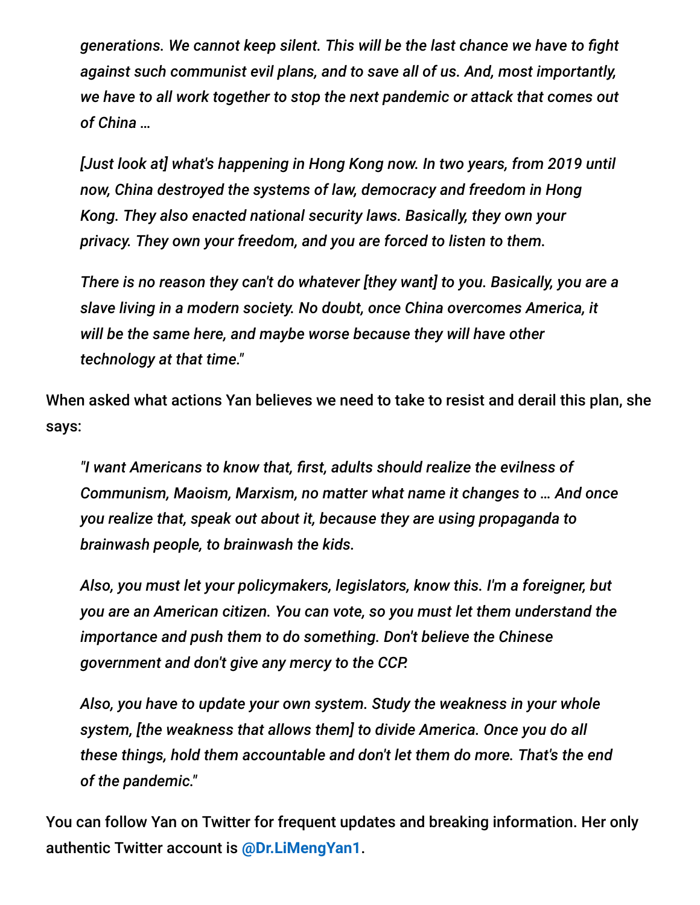*generations. We cannot keep silent. This will be the last chance we have to fight against such communist evil plans, and to save all of us. And, most importantly, we have to all work together to stop the next pandemic or attack that comes out of China …*

*[Just look at] what's happening in Hong Kong now. In two years, from 2019 until now, China destroyed the systems of law, democracy and freedom in Hong Kong. They also enacted national security laws. Basically, they own your privacy. They own your freedom, and you are forced to listen to them.*

*There is no reason they can't do whatever [they want] to you. Basically, you are a slave living in a modern society. No doubt, once China overcomes America, it will be the same here, and maybe worse because they will have other technology at that time."*

When asked what actions Yan believes we need to take to resist and derail this plan, she says:

*"I want Americans to know that, first, adults should realize the evilness of Communism, Maoism, Marxism, no matter what name it changes to … And once you realize that, speak out about it, because they are using propaganda to brainwash people, to brainwash the kids.*

*Also, you must let your policymakers, legislators, know this. I'm a foreigner, but you are an American citizen. You can vote, so you must let them understand the importance and push them to do something. Don't believe the Chinese government and don't give any mercy to the CCP.*

*Also, you have to update your own system. Study the weakness in your whole system, [the weakness that allows them] to divide America. Once you do all these things, hold them accountable and don't let them do more. That's the end of the pandemic."*

You can follow Yan on Twitter for frequent updates and breaking information. Her only authentic Twitter account is **@Dr.LiMengYan1**.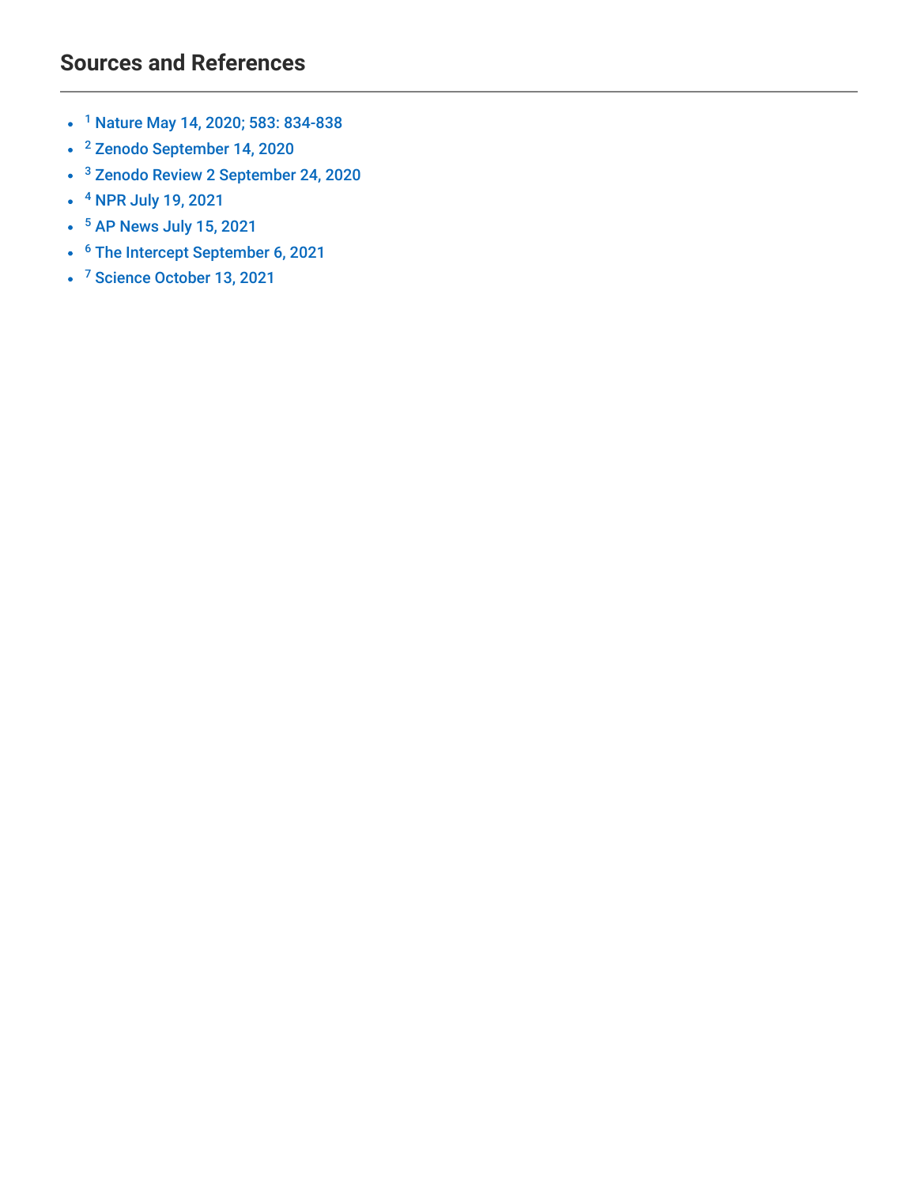## Sources and References

- [1] Nature May 14, 2020; 583: 834-838
- [2] Zenodo September 14, 2020
- [3] Zenodo Review 2 September 24, 2020
- [4] NPR July 19, 2021
- [5] AP News July 15, 2021
- [6] The Intercept September 6, 2021
- [7] Science October 13, 2021